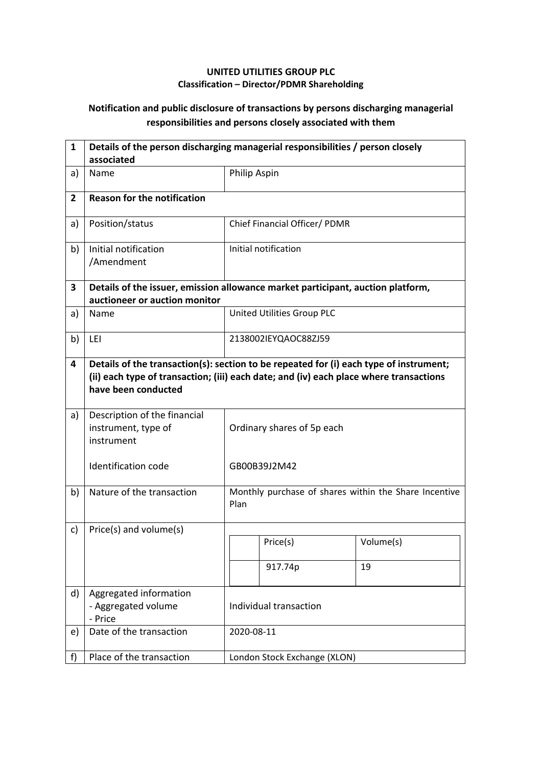**UNITED UTILITIES GROUP PLC**
**Classification – Director/PDMR Shareholding**

**Notification and public disclosure of transactions by persons discharging managerial responsibilities and persons closely associated with them**

| 1 | **Details of the person discharging managerial responsibilities / person closely associated** | |
|---|---|---|
| a) | Name | Philip Aspin |
| **2** | **Reason for the notification** | |
| a) | Position/status | Chief Financial Officer/ PDMR |
| b) | Initial notification /Amendment | Initial notification |
| **3** | **Details of the issuer, emission allowance market participant, auction platform, auctioneer or auction monitor** | |
| a) | Name | United Utilities Group PLC |
| b) | LEI | 2138002IEYQAOC88ZJ59 |
| **4** | **Details of the transaction(s): section to be repeated for (i) each type of instrument; (ii) each type of transaction; (iii) each date; and (iv) each place where transactions have been conducted** | |
| a) | Description of the financial instrument, type of instrument<br><br>Identification code | Ordinary shares of 5p each<br><br>GB00B39J2M42 |
| b) | Nature of the transaction | Monthly purchase of shares within the Share Incentive Plan |
| c) | Price(s) and volume(s) | Price(s): 917.74p; Volume(s): 19 |
| d) | Aggregated information<br>- Aggregated volume<br>- Price | Individual transaction |
| e) | Date of the transaction | 2020-08-11 |
| f) | Place of the transaction | London Stock Exchange (XLON) |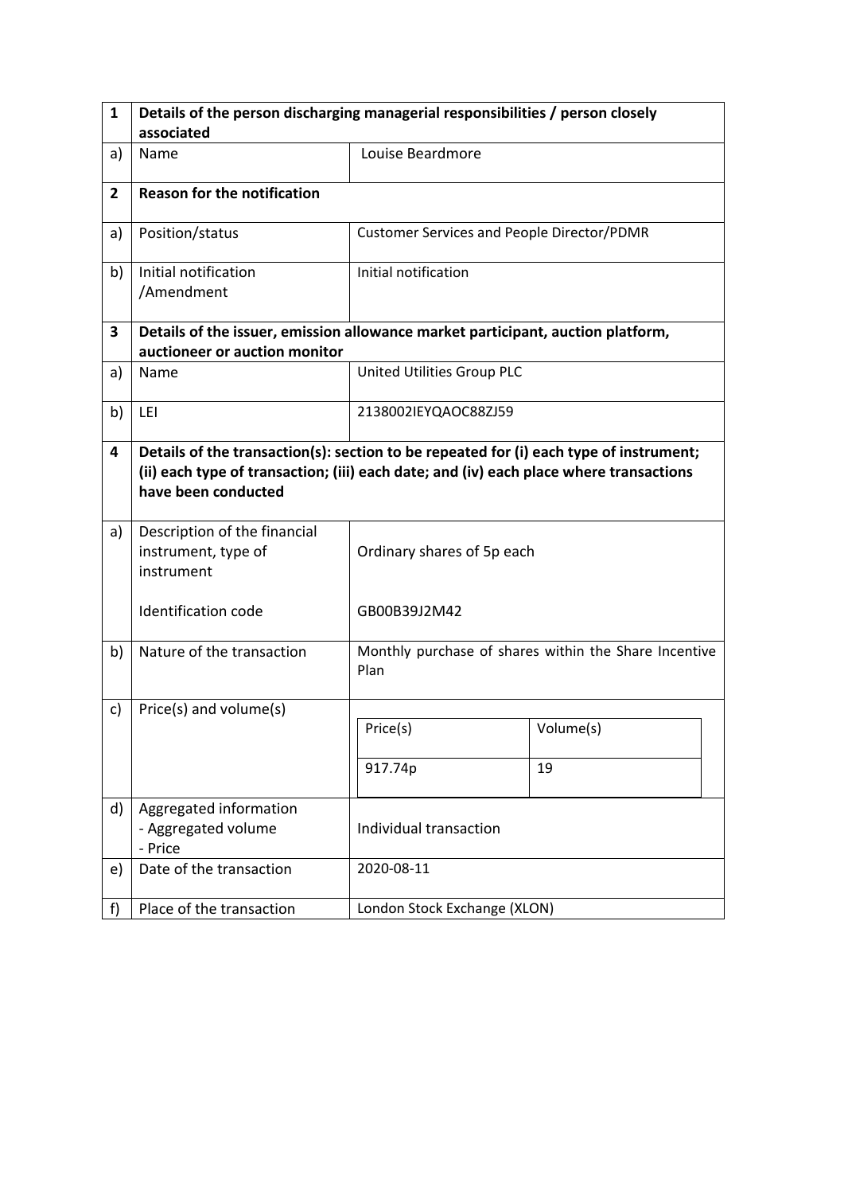| 1 | Details of the person discharging managerial responsibilities / person closely associated | |
|---|---|---|
| a) | Name | Louise Beardmore |
| **2** | **Reason for the notification** | |
| a) | Position/status | Customer Services and People Director/PDMR |
| b) | Initial notification /Amendment | Initial notification |
| **3** | **Details of the issuer, emission allowance market participant, auction platform, auctioneer or auction monitor** | |
| a) | Name | United Utilities Group PLC |
| b) | LEI | 2138002IEYQAOC88ZJ59 |
| **4** | **Details of the transaction(s): section to be repeated for (i) each type of instrument; (ii) each type of transaction; (iii) each date; and (iv) each place where transactions have been conducted** | |
| a) | Description of the financial instrument, type of instrument<br><br>Identification code | Ordinary shares of 5p each<br><br>GB00B39J2M42 |
| b) | Nature of the transaction | Monthly purchase of shares within the Share Incentive Plan |
| c) | Price(s) and volume(s) | Price(s): 917.74p — Volume(s): 19 |
| d) | Aggregated information<br>- Aggregated volume<br>- Price | Individual transaction |
| e) | Date of the transaction | 2020-08-11 |
| f) | Place of the transaction | London Stock Exchange (XLON) |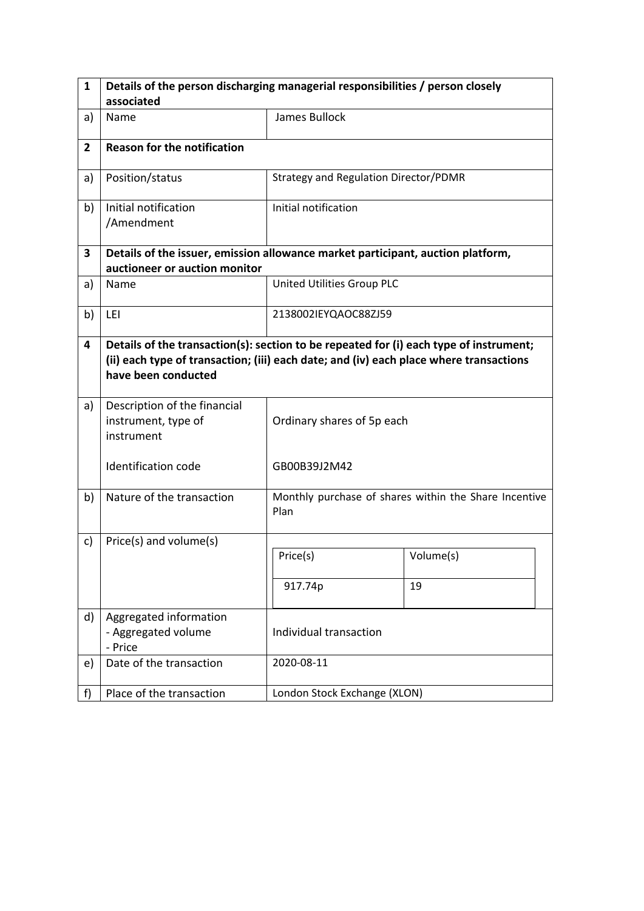| 1 | Details of the person discharging managerial responsibilities / person closely associated | |
|---|---|---|
| a) | Name | James Bullock |
| **2** | **Reason for the notification** | |
| a) | Position/status | Strategy and Regulation Director/PDMR |
| b) | Initial notification /Amendment | Initial notification |
| **3** | **Details of the issuer, emission allowance market participant, auction platform, auctioneer or auction monitor** | |
| a) | Name | United Utilities Group PLC |
| b) | LEI | 2138002IEYQAOC88ZJ59 |
| **4** | **Details of the transaction(s): section to be repeated for (i) each type of instrument; (ii) each type of transaction; (iii) each date; and (iv) each place where transactions have been conducted** | |
| a) | Description of the financial instrument, type of instrument<br><br>Identification code | Ordinary shares of 5p each<br><br>GB00B39J2M42 |
| b) | Nature of the transaction | Monthly purchase of shares within the Share Incentive Plan |
| c) | Price(s) and volume(s) | Price(s): 917.74p — Volume(s): 19 |
| d) | Aggregated information<br>- Aggregated volume<br>- Price | Individual transaction |
| e) | Date of the transaction | 2020-08-11 |
| f) | Place of the transaction | London Stock Exchange (XLON) |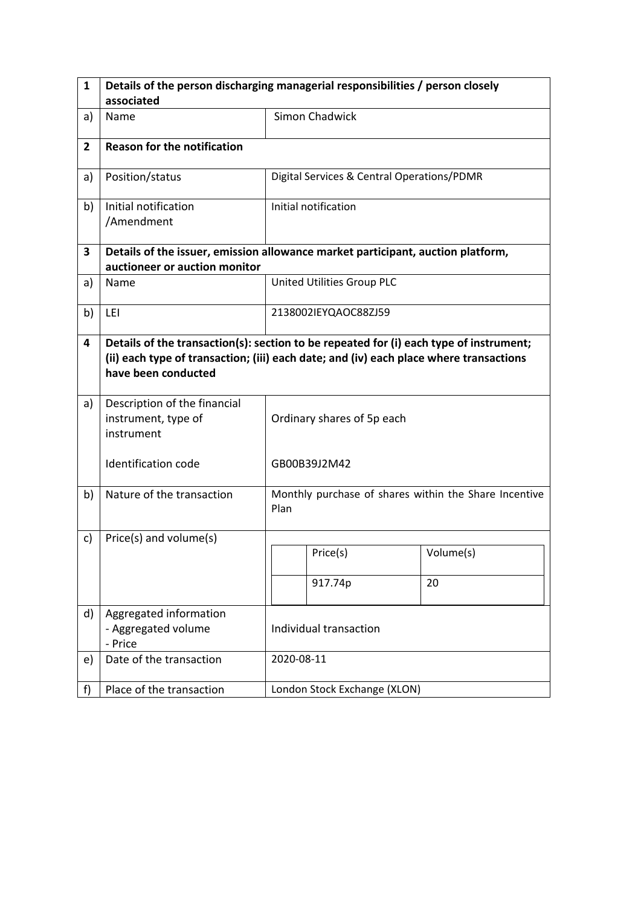| 1 | Details of the person discharging managerial responsibilities / person closely associated | |
|---|---|---|
| a) | Name | Simon Chadwick |
| **2** | **Reason for the notification** | |
| a) | Position/status | Digital Services & Central Operations/PDMR |
| b) | Initial notification /Amendment | Initial notification |
| **3** | **Details of the issuer, emission allowance market participant, auction platform, auctioneer or auction monitor** | |
| a) | Name | United Utilities Group PLC |
| b) | LEI | 2138002IEYQAOC88ZJ59 |
| **4** | **Details of the transaction(s): section to be repeated for (i) each type of instrument; (ii) each type of transaction; (iii) each date; and (iv) each place where transactions have been conducted** | |
| a) | Description of the financial instrument, type of instrument<br><br>Identification code | Ordinary shares of 5p each<br><br>GB00B39J2M42 |
| b) | Nature of the transaction | Monthly purchase of shares within the Share Incentive Plan |
| c) | Price(s) and volume(s) | Price(s): 917.74p; Volume(s): 20 |
| d) | Aggregated information<br>- Aggregated volume<br>- Price | Individual transaction |
| e) | Date of the transaction | 2020-08-11 |
| f) | Place of the transaction | London Stock Exchange (XLON) |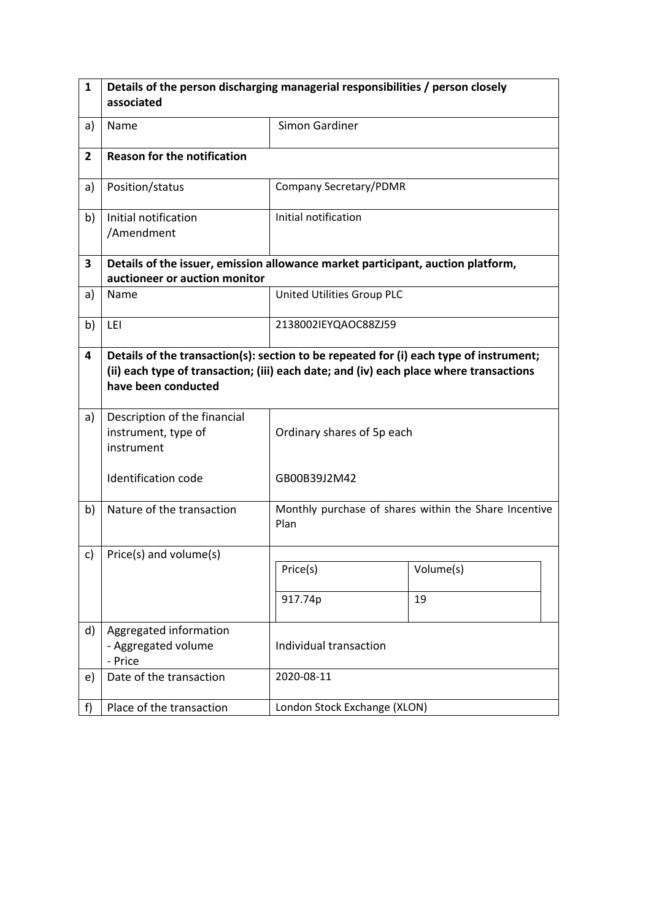| 1 | Details of the person discharging managerial responsibilities / person closely associated | |
|---|---|---|
| a) | Name | Simon Gardiner |
| **2** | **Reason for the notification** | |
| a) | Position/status | Company Secretary/PDMR |
| b) | Initial notification /Amendment | Initial notification |
| **3** | **Details of the issuer, emission allowance market participant, auction platform, auctioneer or auction monitor** | |
| a) | Name | United Utilities Group PLC |
| b) | LEI | 2138002IEYQAOC88ZJ59 |
| **4** | **Details of the transaction(s): section to be repeated for (i) each type of instrument; (ii) each type of transaction; (iii) each date; and (iv) each place where transactions have been conducted** | |
| a) | Description of the financial instrument, type of instrument<br><br>Identification code | Ordinary shares of 5p each<br><br>GB00B39J2M42 |
| b) | Nature of the transaction | Monthly purchase of shares within the Share Incentive Plan |
| c) | Price(s) and volume(s) | Price(s): 917.74p<br>Volume(s): 19 |
| d) | Aggregated information<br>- Aggregated volume<br>- Price | Individual transaction |
| e) | Date of the transaction | 2020-08-11 |
| f) | Place of the transaction | London Stock Exchange (XLON) |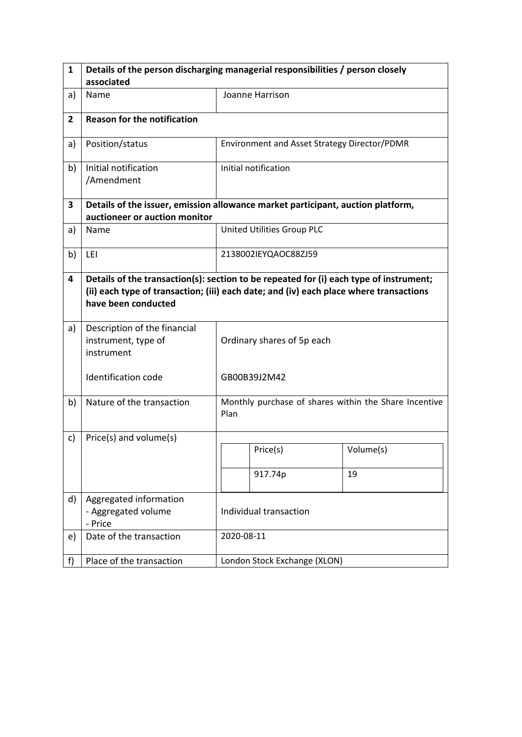| 1 | Details of the person discharging managerial responsibilities / person closely associated | |
|---|---|---|
| a) | Name | Joanne Harrison |
| **2** | **Reason for the notification** | |
| a) | Position/status | Environment and Asset Strategy Director/PDMR |
| b) | Initial notification /Amendment | Initial notification |
| **3** | **Details of the issuer, emission allowance market participant, auction platform, auctioneer or auction monitor** | |
| a) | Name | United Utilities Group PLC |
| b) | LEI | 2138002IEYQAOC88ZJ59 |
| **4** | **Details of the transaction(s): section to be repeated for (i) each type of instrument; (ii) each type of transaction; (iii) each date; and (iv) each place where transactions have been conducted** | |
| a) | Description of the financial instrument, type of instrument<br><br>Identification code | Ordinary shares of 5p each<br><br>GB00B39J2M42 |
| b) | Nature of the transaction | Monthly purchase of shares within the Share Incentive Plan |
| c) | Price(s) and volume(s) | Price(s): 917.74p; Volume(s): 19 |
| d) | Aggregated information<br>- Aggregated volume<br>- Price | Individual transaction |
| e) | Date of the transaction | 2020-08-11 |
| f) | Place of the transaction | London Stock Exchange (XLON) |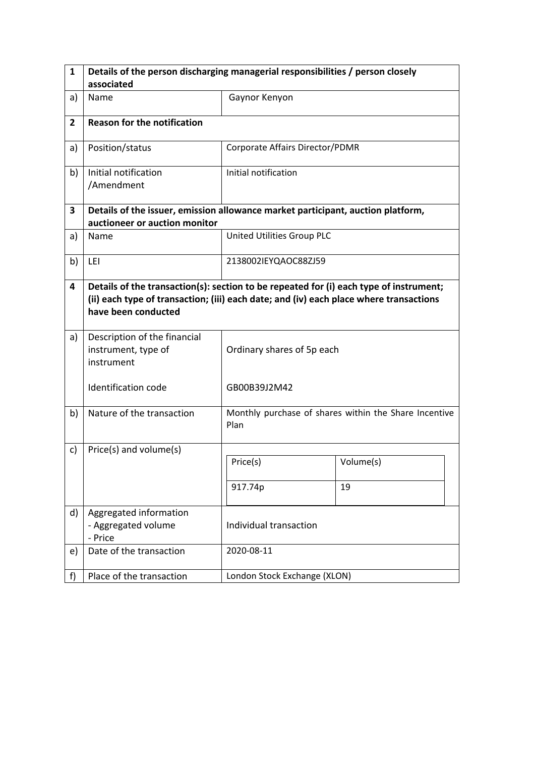| 1 | Details of the person discharging managerial responsibilities / person closely associated | |
|---|---|---|
| a) | Name | Gaynor Kenyon |
| **2** | **Reason for the notification** | |
| a) | Position/status | Corporate Affairs Director/PDMR |
| b) | Initial notification /Amendment | Initial notification |
| **3** | **Details of the issuer, emission allowance market participant, auction platform, auctioneer or auction monitor** | |
| a) | Name | United Utilities Group PLC |
| b) | LEI | 2138002IEYQAOC88ZJ59 |
| **4** | **Details of the transaction(s): section to be repeated for (i) each type of instrument; (ii) each type of transaction; (iii) each date; and (iv) each place where transactions have been conducted** | |
| a) | Description of the financial instrument, type of instrument<br><br>Identification code | Ordinary shares of 5p each<br><br>GB00B39J2M42 |
| b) | Nature of the transaction | Monthly purchase of shares within the Share Incentive Plan |
| c) | Price(s) and volume(s) | Price(s): 917.74p; Volume(s): 19 |
| d) | Aggregated information<br>- Aggregated volume<br>- Price | Individual transaction |
| e) | Date of the transaction | 2020-08-11 |
| f) | Place of the transaction | London Stock Exchange (XLON) |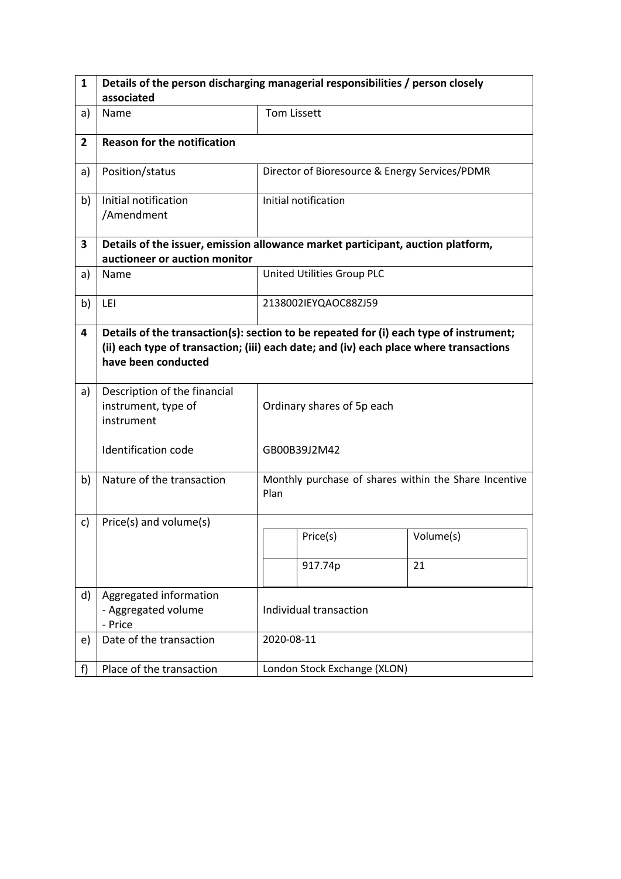| 1 | Details of the person discharging managerial responsibilities / person closely associated | |
|---|---|---|
| a) | Name | Tom Lissett |
| **2** | **Reason for the notification** | |
| a) | Position/status | Director of Bioresource & Energy Services/PDMR |
| b) | Initial notification /Amendment | Initial notification |
| **3** | **Details of the issuer, emission allowance market participant, auction platform, auctioneer or auction monitor** | |
| a) | Name | United Utilities Group PLC |
| b) | LEI | 2138002IEYQAOC88ZJ59 |
| **4** | **Details of the transaction(s): section to be repeated for (i) each type of instrument; (ii) each type of transaction; (iii) each date; and (iv) each place where transactions have been conducted** | |
| a) | Description of the financial instrument, type of instrument<br><br>Identification code | Ordinary shares of 5p each<br><br>GB00B39J2M42 |
| b) | Nature of the transaction | Monthly purchase of shares within the Share Incentive Plan |
| c) | Price(s) and volume(s) | Price(s): 917.74p; Volume(s): 21 |
| d) | Aggregated information<br>- Aggregated volume<br>- Price | Individual transaction |
| e) | Date of the transaction | 2020-08-11 |
| f) | Place of the transaction | London Stock Exchange (XLON) |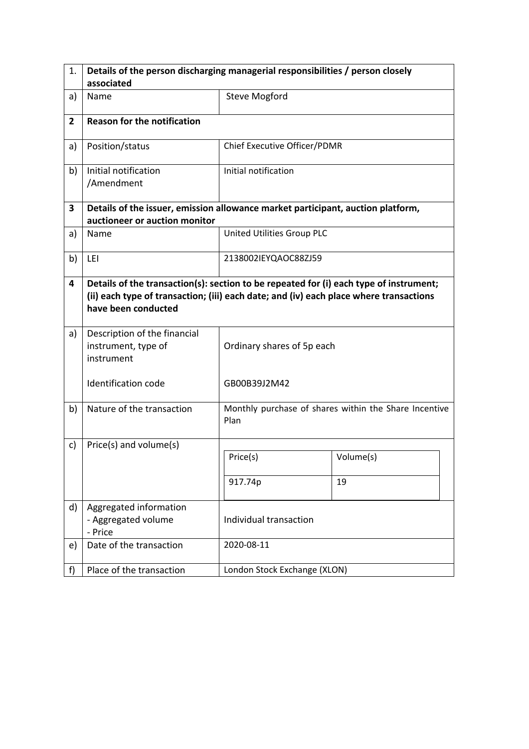| 1. | Details of the person discharging managerial responsibilities / person closely associated | |
|---|---|---|
| a) | Name | Steve Mogford |
| **2** | **Reason for the notification** | |
| a) | Position/status | Chief Executive Officer/PDMR |
| b) | Initial notification /Amendment | Initial notification |
| **3** | **Details of the issuer, emission allowance market participant, auction platform, auctioneer or auction monitor** | |
| a) | Name | United Utilities Group PLC |
| b) | LEI | 2138002IEYQAOC88ZJ59 |
| **4** | **Details of the transaction(s): section to be repeated for (i) each type of instrument; (ii) each type of transaction; (iii) each date; and (iv) each place where transactions have been conducted** | |
| a) | Description of the financial instrument, type of instrument<br><br>Identification code | Ordinary shares of 5p each<br><br>GB00B39J2M42 |
| b) | Nature of the transaction | Monthly purchase of shares within the Share Incentive Plan |
| c) | Price(s) and volume(s) | Price(s): 917.74p; Volume(s): 19 |
| d) | Aggregated information<br>- Aggregated volume<br>- Price | Individual transaction |
| e) | Date of the transaction | 2020-08-11 |
| f) | Place of the transaction | London Stock Exchange (XLON) |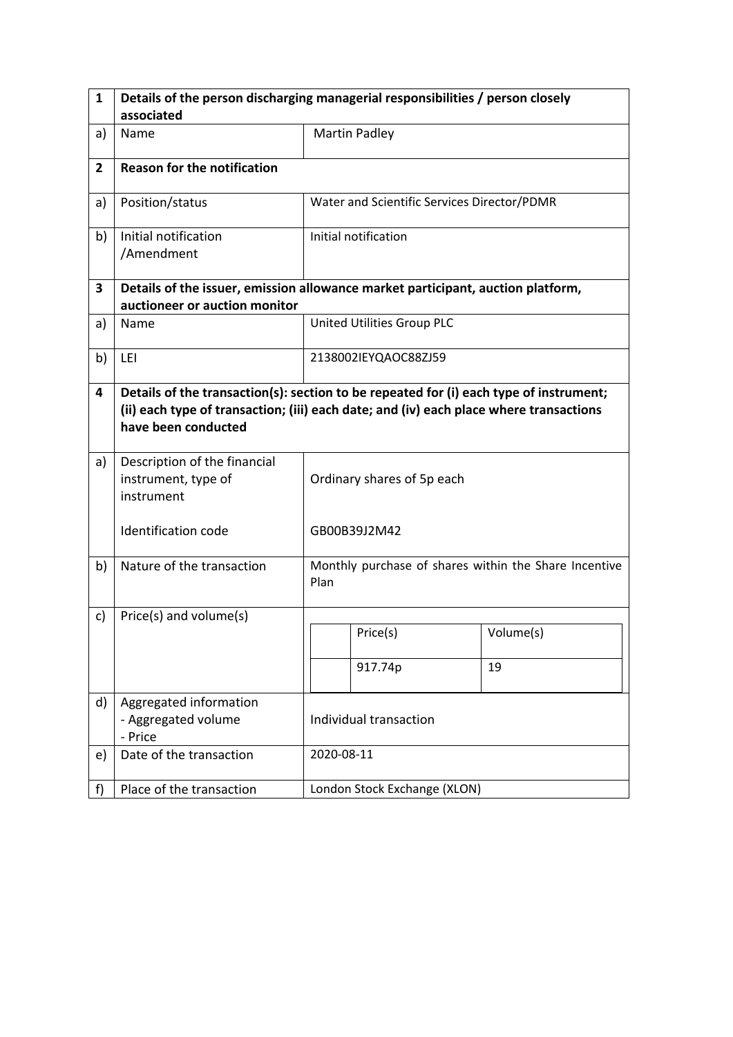| 1 | Details of the person discharging managerial responsibilities / person closely associated | |
|---|---|---|
| a) | Name | Martin Padley |
| **2** | **Reason for the notification** | |
| a) | Position/status | Water and Scientific Services Director/PDMR |
| b) | Initial notification /Amendment | Initial notification |
| **3** | **Details of the issuer, emission allowance market participant, auction platform, auctioneer or auction monitor** | |
| a) | Name | United Utilities Group PLC |
| b) | LEI | 2138002IEYQAOC88ZJ59 |
| **4** | **Details of the transaction(s): section to be repeated for (i) each type of instrument; (ii) each type of transaction; (iii) each date; and (iv) each place where transactions have been conducted** | |
| a) | Description of the financial instrument, type of instrument<br><br>Identification code | Ordinary shares of 5p each<br><br>GB00B39J2M42 |
| b) | Nature of the transaction | Monthly purchase of shares within the Share Incentive Plan |
| c) | Price(s) and volume(s) | Price(s): 917.74p<br>Volume(s): 19 |
| d) | Aggregated information<br>- Aggregated volume<br>- Price | Individual transaction |
| e) | Date of the transaction | 2020-08-11 |
| f) | Place of the transaction | London Stock Exchange (XLON) |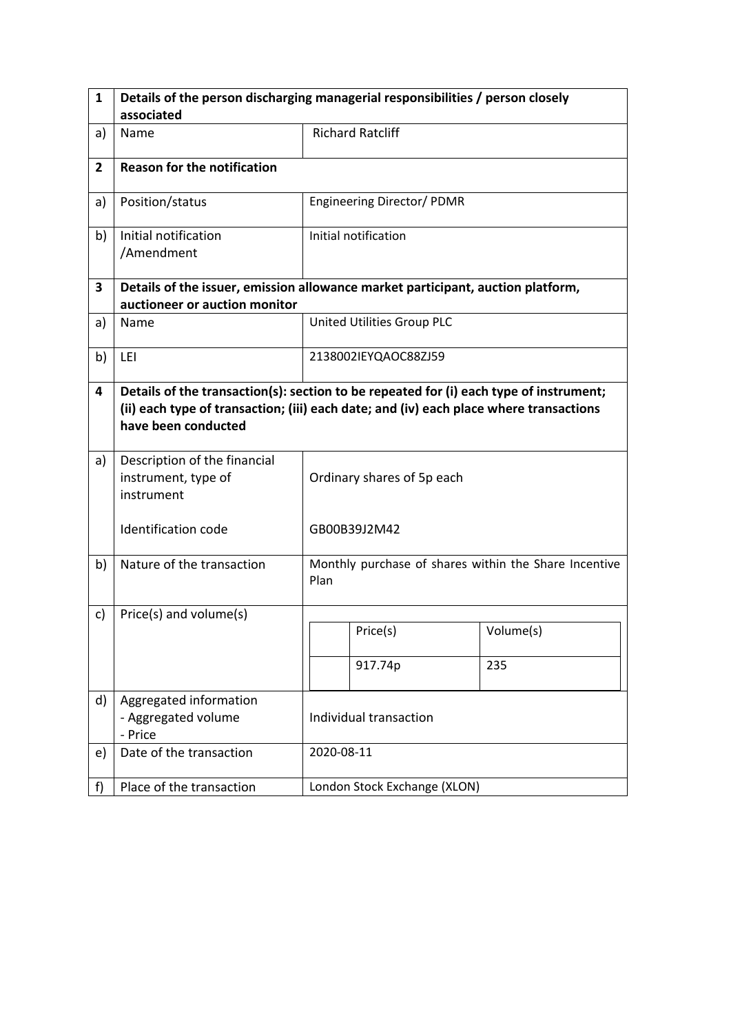| 1 | Details of the person discharging managerial responsibilities / person closely associated | |
|---|---|---|
| a) | Name | Richard Ratcliff |
| **2** | **Reason for the notification** | |
| a) | Position/status | Engineering Director/ PDMR |
| b) | Initial notification /Amendment | Initial notification |
| **3** | **Details of the issuer, emission allowance market participant, auction platform, auctioneer or auction monitor** | |
| a) | Name | United Utilities Group PLC |
| b) | LEI | 2138002IEYQAOC88ZJ59 |
| **4** | **Details of the transaction(s): section to be repeated for (i) each type of instrument; (ii) each type of transaction; (iii) each date; and (iv) each place where transactions have been conducted** | |
| a) | Description of the financial instrument, type of instrument<br><br>Identification code | Ordinary shares of 5p each<br><br>GB00B39J2M42 |
| b) | Nature of the transaction | Monthly purchase of shares within the Share Incentive Plan |
| c) | Price(s) and volume(s) | Price(s): 917.74p — Volume(s): 235 |
| d) | Aggregated information<br>- Aggregated volume<br>- Price | Individual transaction |
| e) | Date of the transaction | 2020-08-11 |
| f) | Place of the transaction | London Stock Exchange (XLON) |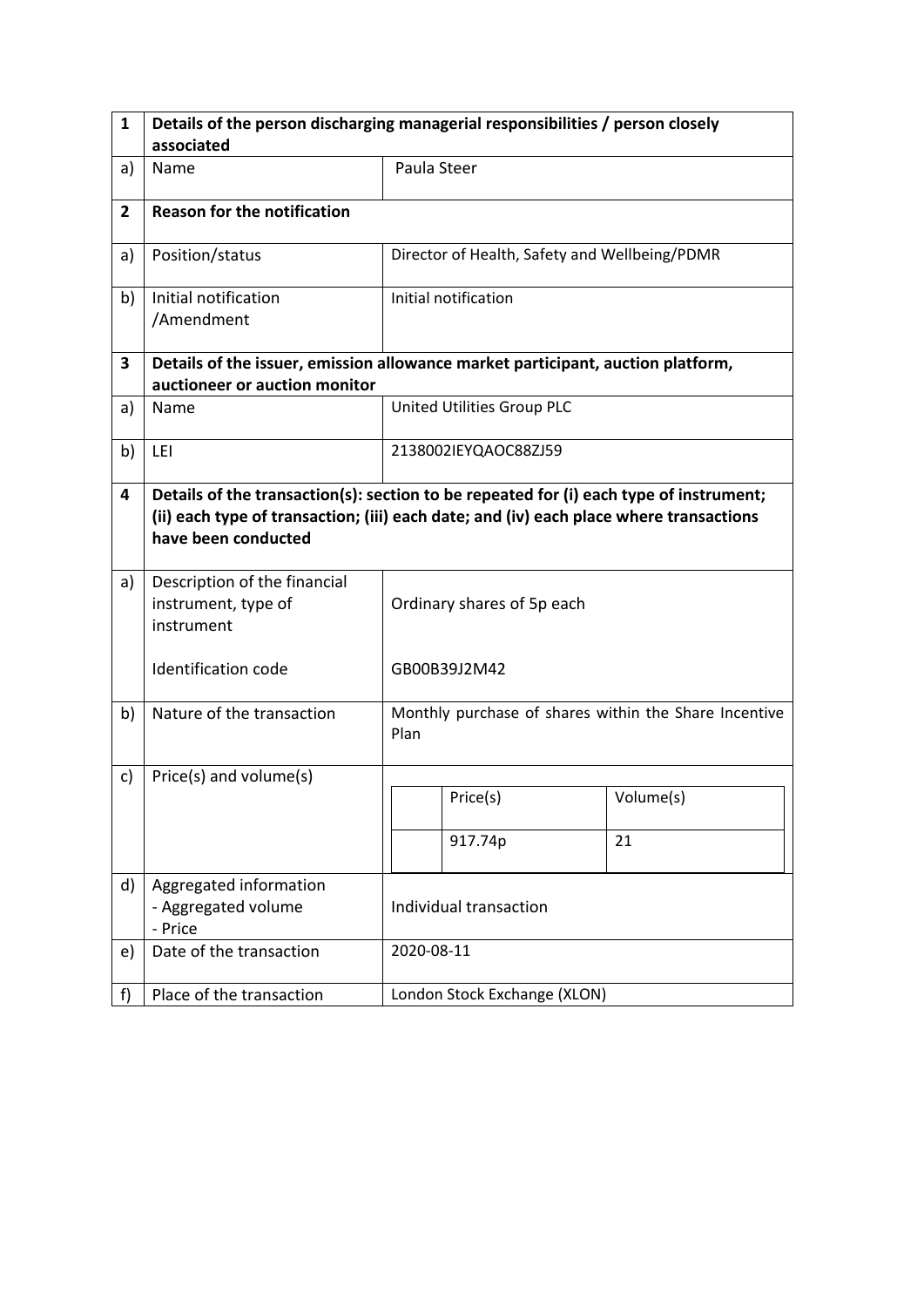| | | |
|---|---|---|
| **1** | **Details of the person discharging managerial responsibilities / person closely associated** | |
| a) | Name | Paula Steer |
| **2** | **Reason for the notification** | |
| a) | Position/status | Director of Health, Safety and Wellbeing/PDMR |
| b) | Initial notification /Amendment | Initial notification |
| **3** | **Details of the issuer, emission allowance market participant, auction platform, auctioneer or auction monitor** | |
| a) | Name | United Utilities Group PLC |
| b) | LEI | 2138002IEYQAOC88ZJ59 |
| **4** | **Details of the transaction(s): section to be repeated for (i) each type of instrument; (ii) each type of transaction; (iii) each date; and (iv) each place where transactions have been conducted** | |
| a) | Description of the financial instrument, type of instrument<br><br>Identification code | Ordinary shares of 5p each<br><br>GB00B39J2M42 |
| b) | Nature of the transaction | Monthly purchase of shares within the Share Incentive Plan |
| c) | Price(s) and volume(s) | Price(s): 917.74p<br>Volume(s): 21 |
| d) | Aggregated information<br>- Aggregated volume<br>- Price | Individual transaction |
| e) | Date of the transaction | 2020-08-11 |
| f) | Place of the transaction | London Stock Exchange (XLON) |